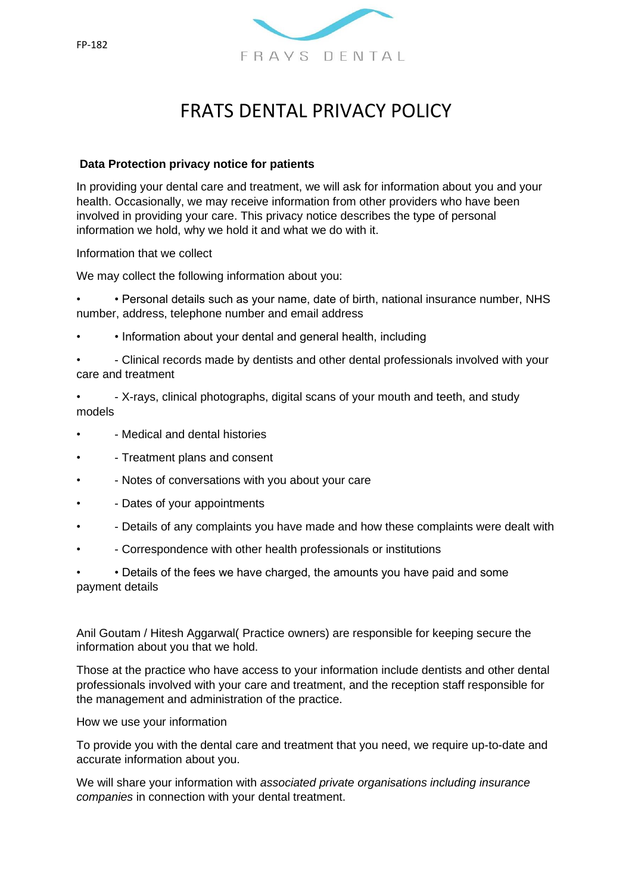FP-182

FRAYS DENTAL

# FRATS DENTAL PRIVACY POLICY

**Data Protection privacy notice for patients**

In providing your dental care and treatment, we will ask for information about you and your health. Occasionally, we may receive information from other providers who have been involved in providing your care. This privacy notice describes the type of personal information we hold, why we hold it and what we do with it.

Information that we collect

We may collect the following information about you:

- • Personal details such as your name, date of birth, national insurance number, NHS number, address, telephone number and email address
- • Information about your dental and general health, including
- - Clinical records made by dentists and other dental professionals involved with your care and treatment
- - X-rays, clinical photographs, digital scans of your mouth and teeth, and study models
- - Medical and dental histories
- - Treatment plans and consent
- - Notes of conversations with you about your care
- - Dates of your appointments
- - Details of any complaints you have made and how these complaints were dealt with
- - Correspondence with other health professionals or institutions
- • Details of the fees we have charged, the amounts you have paid and some payment details

Anil Goutam / Hitesh Aggarwal( Practice owners) are responsible for keeping secure the information about you that we hold.

Those at the practice who have access to your information include dentists and other dental professionals involved with your care and treatment, and the reception staff responsible for the management and administration of the practice.

How we use your information

To provide you with the dental care and treatment that you need, we require up-to-date and accurate information about you.

We will share your information with *associated private organisations including insurance companies* in connection with your dental treatment.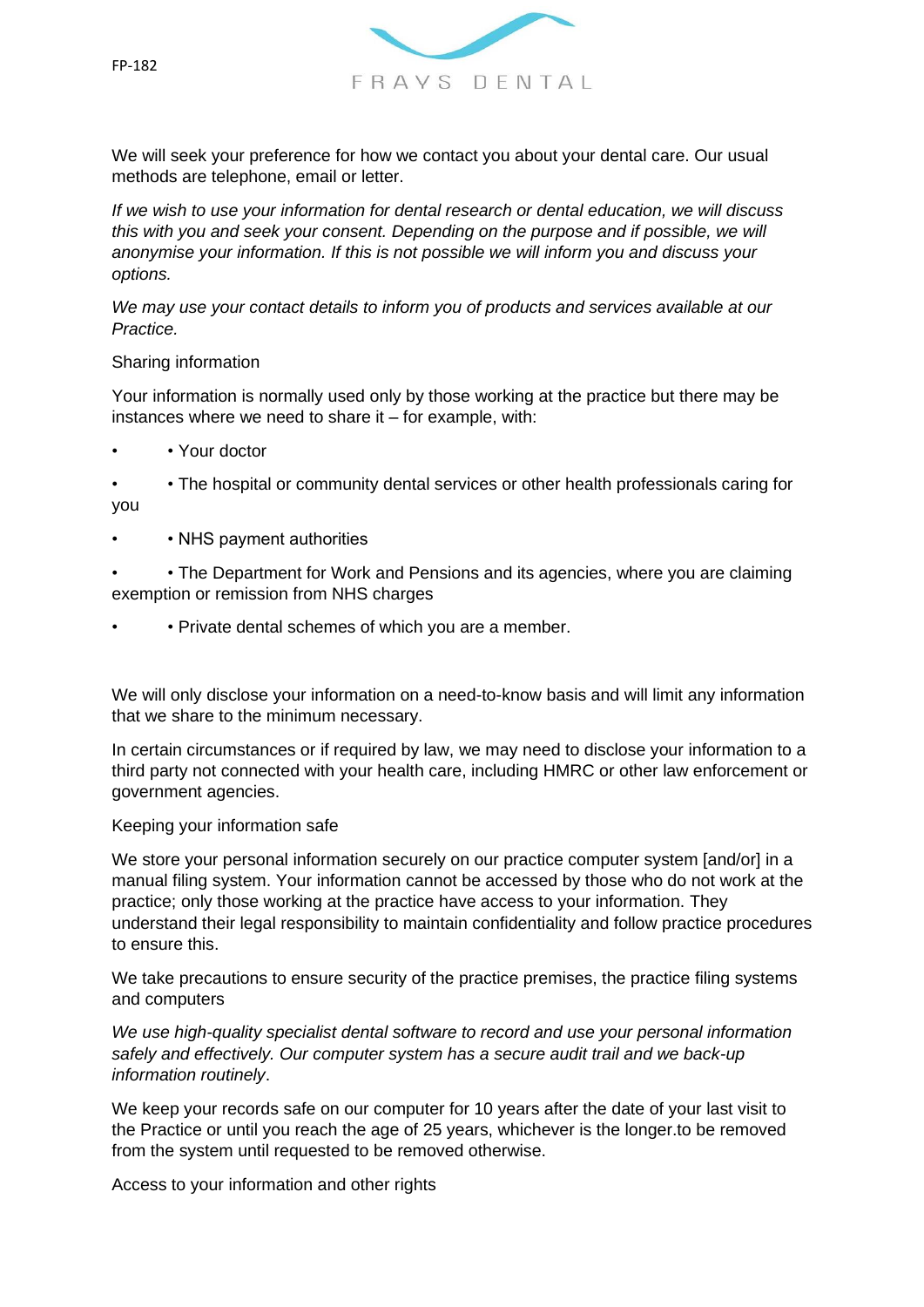We will seek your preference for how we contact you about your dental care. Our usual methods are telephone, email or letter.

*If we wish to use your information for dental research or dental education, we will discuss this with you and seek your consent. Depending on the purpose and if possible, we will anonymise your information. If this is not possible we will inform you and discuss your options.*

*We may use your contact details to inform you of products and services available at our Practice.*

Sharing information

Your information is normally used only by those working at the practice but there may be instances where we need to share it – for example, with:

- • Your doctor
- • The hospital or community dental services or other health professionals caring for you
- • NHS payment authorities
- • The Department for Work and Pensions and its agencies, where you are claiming exemption or remission from NHS charges
- • Private dental schemes of which you are a member.

We will only disclose your information on a need-to-know basis and will limit any information that we share to the minimum necessary.

In certain circumstances or if required by law, we may need to disclose your information to a third party not connected with your health care, including HMRC or other law enforcement or government agencies.

Keeping your information safe

We store your personal information securely on our practice computer system [and/or] in a manual filing system. Your information cannot be accessed by those who do not work at the practice; only those working at the practice have access to your information. They understand their legal responsibility to maintain confidentiality and follow practice procedures to ensure this.

We take precautions to ensure security of the practice premises, the practice filing systems and computers

*We use high-quality specialist dental software to record and use your personal information safely and effectively. Our computer system has a secure audit trail and we back-up information routinely*.

We keep your records safe on our computer for 10 years after the date of your last visit to the Practice or until you reach the age of 25 years, whichever is the longer.to be removed from the system until requested to be removed otherwise.

Access to your information and other rights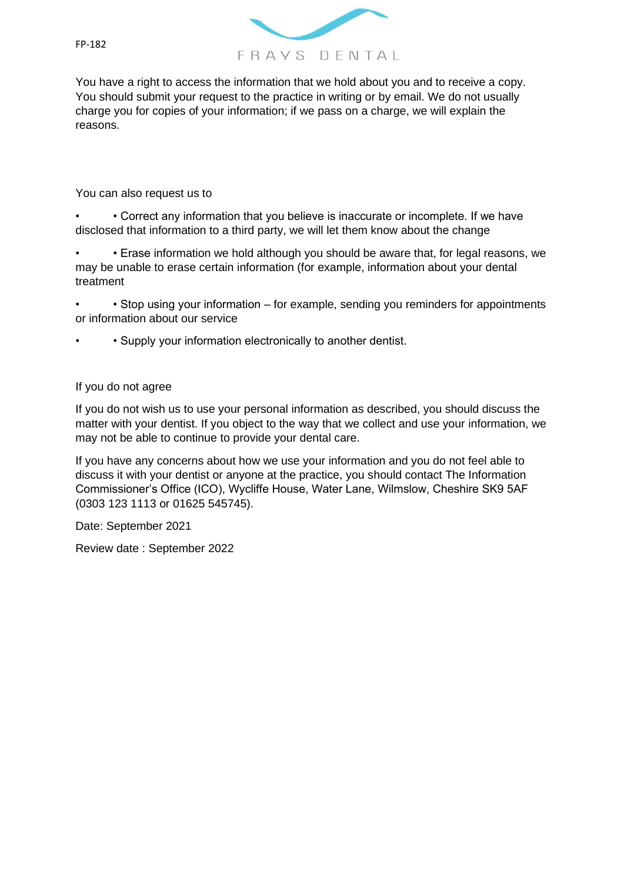You have a right to access the information that we hold about you and to receive a copy. You should submit your request to the practice in writing or by email. We do not usually charge you for copies of your information; if we pass on a charge, we will explain the reasons.

You can also request us to

- Correct any information that you believe is inaccurate or incomplete. If we have disclosed that information to a third party, we will let them know about the change
- Erase information we hold although you should be aware that, for legal reasons, we may be unable to erase certain information (for example, information about your dental treatment
- Stop using your information – for example, sending you reminders for appointments or information about our service
- Supply your information electronically to another dentist.

If you do not agree

If you do not wish us to use your personal information as described, you should discuss the matter with your dentist. If you object to the way that we collect and use your information, we may not be able to continue to provide your dental care.

If you have any concerns about how we use your information and you do not feel able to discuss it with your dentist or anyone at the practice, you should contact The Information Commissioner's Office (ICO), Wycliffe House, Water Lane, Wilmslow, Cheshire SK9 5AF (0303 123 1113 or 01625 545745).

Date: September 2021

Review date : September 2022